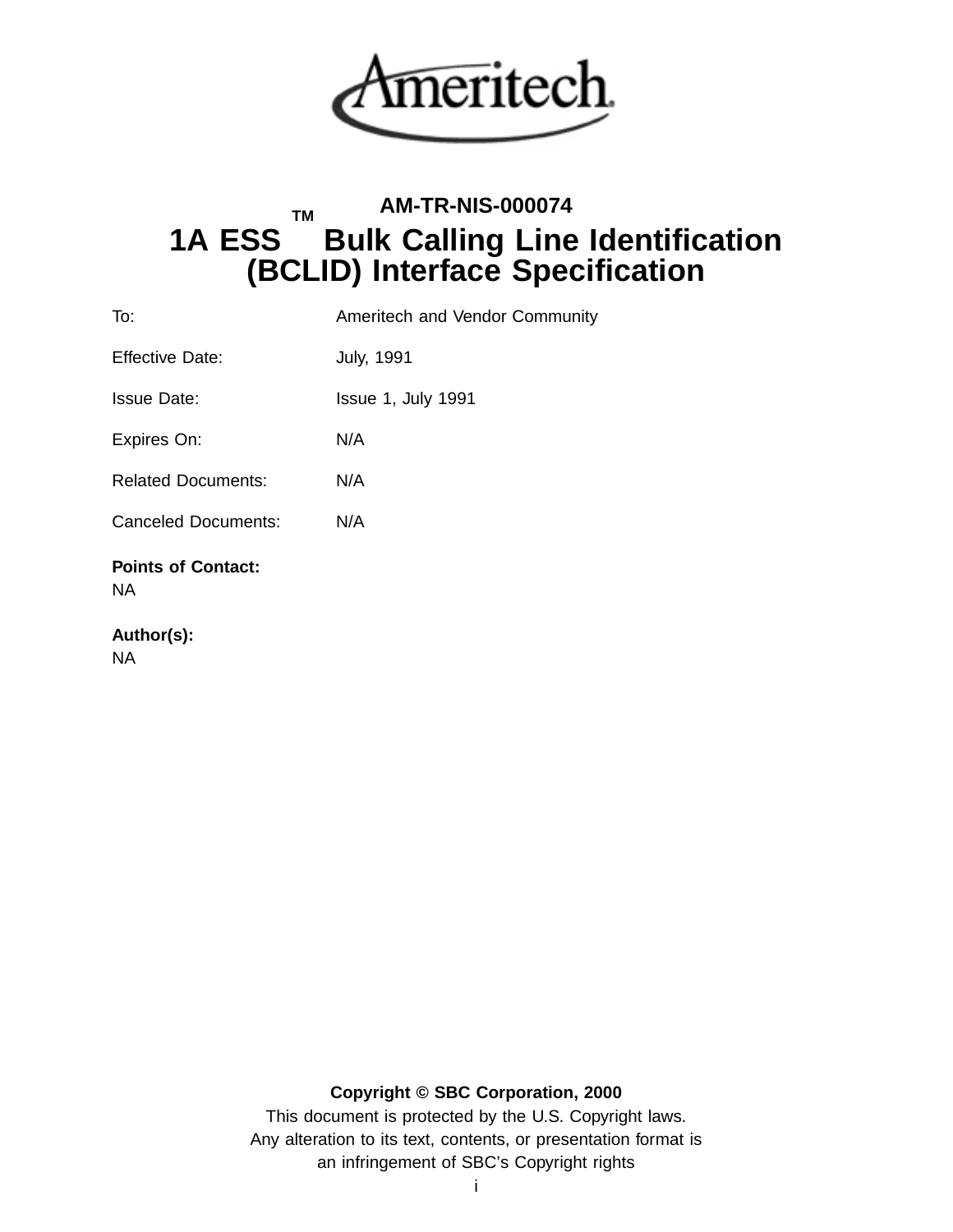**AM-TR-NIS-000074**

# 1A ESS™ Bulk Calling Line Identification (BCLID) Interface Specification

| | |
|---|---|
| To: | Ameritech and Vendor Community |
| Effective Date: | July, 1991 |
| Issue Date: | Issue 1, July 1991 |
| Expires On: | N/A |
| Related Documents: | N/A |
| Canceled Documents: | N/A |

**Points of Contact:**
NA

**Author(s):**
NA

**Copyright © SBC Corporation, 2000**

This document is protected by the U.S. Copyright laws.
Any alteration to its text, contents, or presentation format is an infringement of SBC's Copyright rights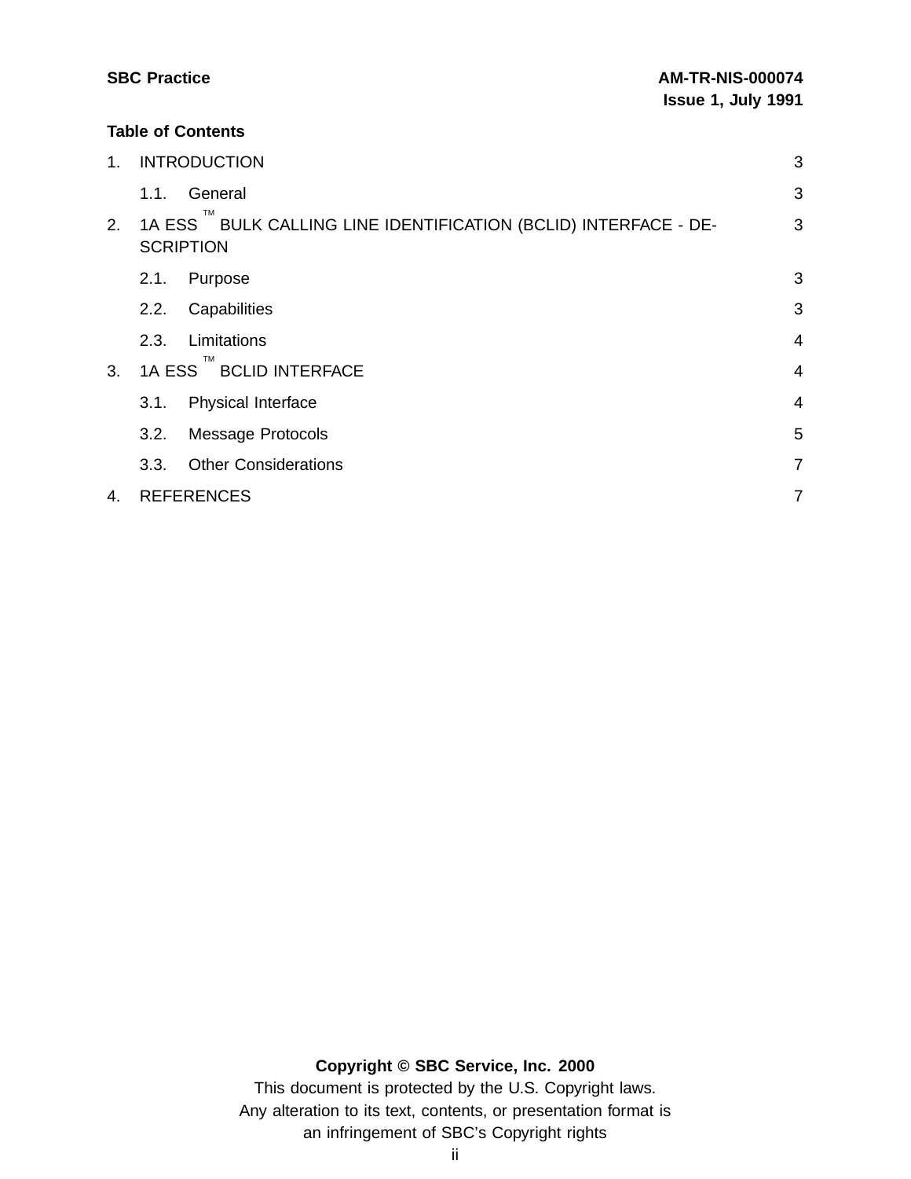**Table of Contents**

| | | |
|---|---|---|
| 1. | INTRODUCTION | 3 |
| | 1.1. General | 3 |
| 2. | 1A ESS ™ BULK CALLING LINE IDENTIFICATION (BCLID) INTERFACE - DESCRIPTION | 3 |
| | 2.1. Purpose | 3 |
| | 2.2. Capabilities | 3 |
| | 2.3. Limitations | 4 |
| 3. | 1A ESS ™ BCLID INTERFACE | 4 |
| | 3.1. Physical Interface | 4 |
| | 3.2. Message Protocols | 5 |
| | 3.3. Other Considerations | 7 |
| 4. | REFERENCES | 7 |

**Copyright © SBC Service, Inc. 2000**

This document is protected by the U.S. Copyright laws.
Any alteration to its text, contents, or presentation format is an infringement of SBC's Copyright rights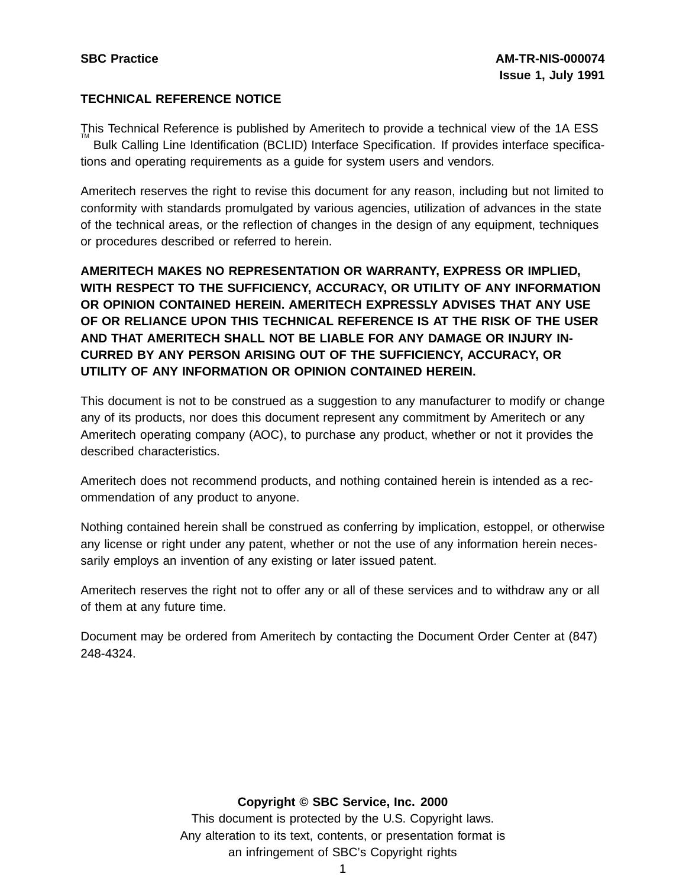**TECHNICAL REFERENCE NOTICE**

This Technical Reference is published by Ameritech to provide a technical view of the 1A ESS™ Bulk Calling Line Identification (BCLID) Interface Specification. If provides interface specifications and operating requirements as a guide for system users and vendors.

Ameritech reserves the right to revise this document for any reason, including but not limited to conformity with standards promulgated by various agencies, utilization of advances in the state of the technical areas, or the reflection of changes in the design of any equipment, techniques or procedures described or referred to herein.

**AMERITECH MAKES NO REPRESENTATION OR WARRANTY, EXPRESS OR IMPLIED, WITH RESPECT TO THE SUFFICIENCY, ACCURACY, OR UTILITY OF ANY INFORMATION OR OPINION CONTAINED HEREIN. AMERITECH EXPRESSLY ADVISES THAT ANY USE OF OR RELIANCE UPON THIS TECHNICAL REFERENCE IS AT THE RISK OF THE USER AND THAT AMERITECH SHALL NOT BE LIABLE FOR ANY DAMAGE OR INJURY INCURRED BY ANY PERSON ARISING OUT OF THE SUFFICIENCY, ACCURACY, OR UTILITY OF ANY INFORMATION OR OPINION CONTAINED HEREIN.**

This document is not to be construed as a suggestion to any manufacturer to modify or change any of its products, nor does this document represent any commitment by Ameritech or any Ameritech operating company (AOC), to purchase any product, whether or not it provides the described characteristics.

Ameritech does not recommend products, and nothing contained herein is intended as a recommendation of any product to anyone.

Nothing contained herein shall be construed as conferring by implication, estoppel, or otherwise any license or right under any patent, whether or not the use of any information herein necessarily employs an invention of any existing or later issued patent.

Ameritech reserves the right not to offer any or all of these services and to withdraw any or all of them at any future time.

Document may be ordered from Ameritech by contacting the Document Order Center at (847) 248-4324.

**Copyright © SBC Service, Inc. 2000**

This document is protected by the U.S. Copyright laws.
Any alteration to its text, contents, or presentation format is
an infringement of SBC's Copyright rights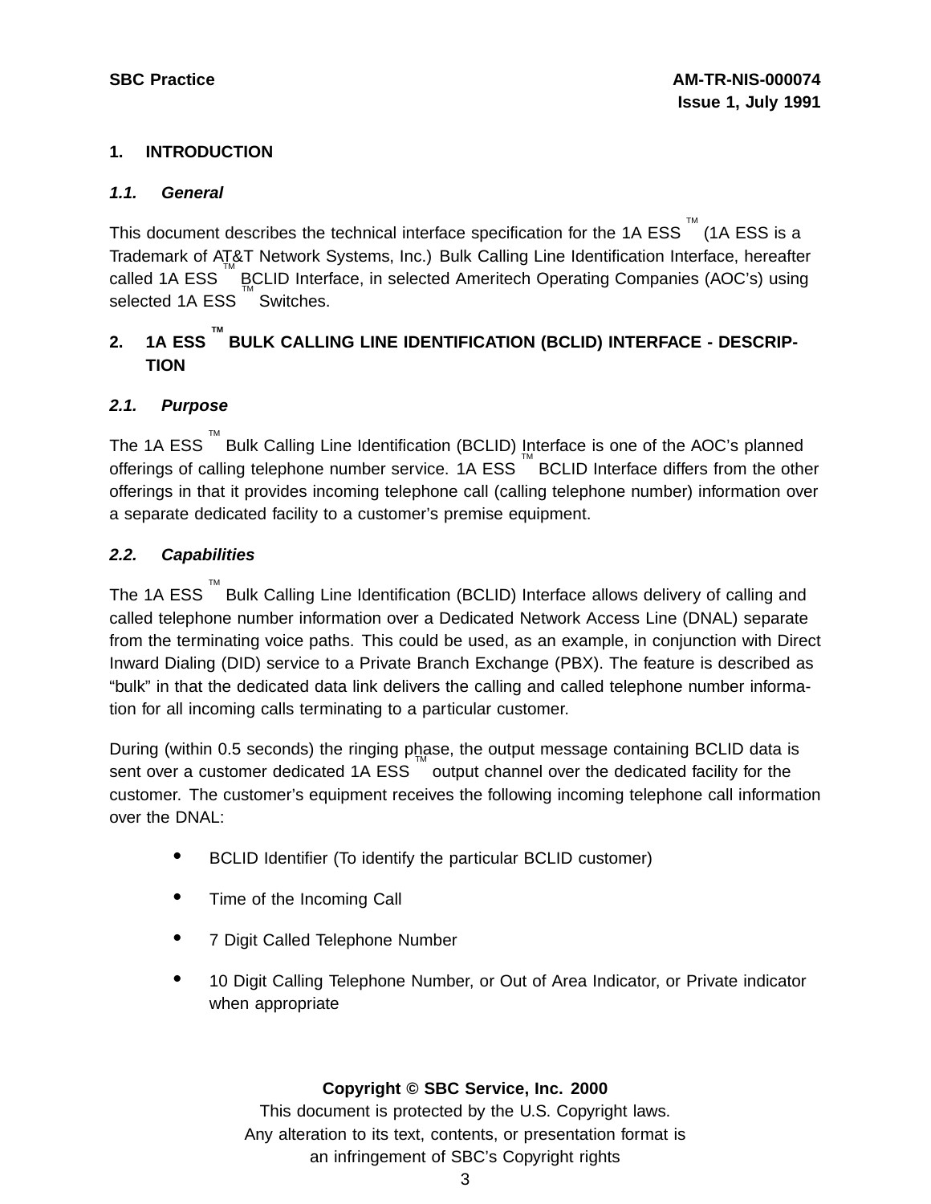## 1. INTRODUCTION

### 1.1. General

This document describes the technical interface specification for the 1A ESS ™ (1A ESS is a Trademark of AT&T Network Systems, Inc.) Bulk Calling Line Identification Interface, hereafter called 1A ESS ™ BCLID Interface, in selected Ameritech Operating Companies (AOC's) using selected 1A ESS ™ Switches.

## 2. 1A ESS ™ BULK CALLING LINE IDENTIFICATION (BCLID) INTERFACE - DESCRIPTION

### 2.1. Purpose

The 1A ESS ™ Bulk Calling Line Identification (BCLID) Interface is one of the AOC's planned offerings of calling telephone number service. 1A ESS ™ BCLID Interface differs from the other offerings in that it provides incoming telephone call (calling telephone number) information over a separate dedicated facility to a customer's premise equipment.

### 2.2. Capabilities

The 1A ESS ™ Bulk Calling Line Identification (BCLID) Interface allows delivery of calling and called telephone number information over a Dedicated Network Access Line (DNAL) separate from the terminating voice paths. This could be used, as an example, in conjunction with Direct Inward Dialing (DID) service to a Private Branch Exchange (PBX). The feature is described as "bulk" in that the dedicated data link delivers the calling and called telephone number information for all incoming calls terminating to a particular customer.

During (within 0.5 seconds) the ringing phase, the output message containing BCLID data is sent over a customer dedicated 1A ESS ™ output channel over the dedicated facility for the customer. The customer's equipment receives the following incoming telephone call information over the DNAL:

- BCLID Identifier (To identify the particular BCLID customer)
- Time of the Incoming Call
- 7 Digit Called Telephone Number
- 10 Digit Calling Telephone Number, or Out of Area Indicator, or Private indicator when appropriate

**Copyright © SBC Service, Inc. 2000**
This document is protected by the U.S. Copyright laws.
Any alteration to its text, contents, or presentation format is an infringement of SBC's Copyright rights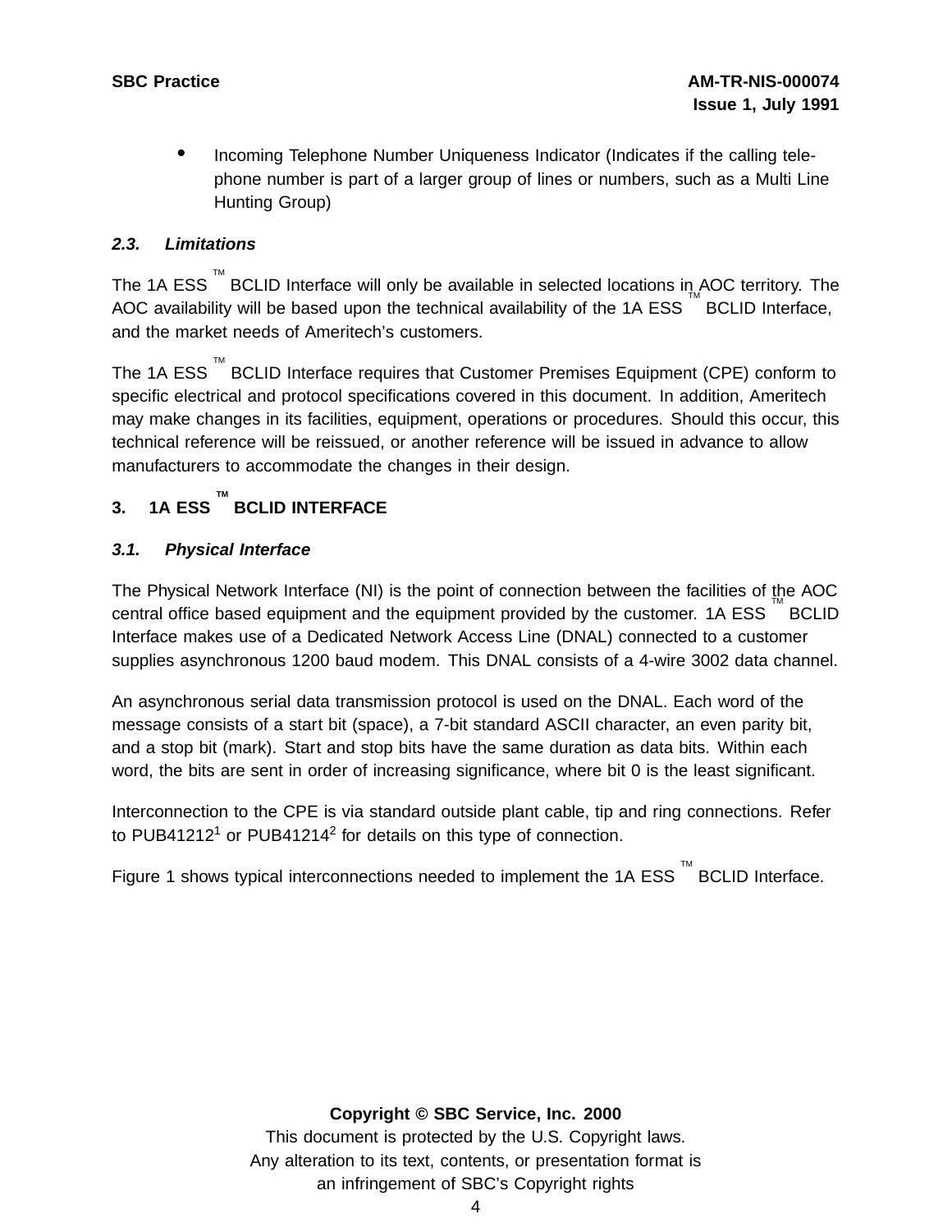- Incoming Telephone Number Uniqueness Indicator (Indicates if the calling telephone number is part of a larger group of lines or numbers, such as a Multi Line Hunting Group)

### *2.3. Limitations*

The 1A ESS ™ BCLID Interface will only be available in selected locations in AOC territory. The AOC availability will be based upon the technical availability of the 1A ESS ™ BCLID Interface, and the market needs of Ameritech's customers.

The 1A ESS ™ BCLID Interface requires that Customer Premises Equipment (CPE) conform to specific electrical and protocol specifications covered in this document. In addition, Ameritech may make changes in its facilities, equipment, operations or procedures. Should this occur, this technical reference will be reissued, or another reference will be issued in advance to allow manufacturers to accommodate the changes in their design.

## 3. 1A ESS ™ BCLID INTERFACE

### *3.1. Physical Interface*

The Physical Network Interface (NI) is the point of connection between the facilities of the AOC central office based equipment and the equipment provided by the customer. 1A ESS ™ BCLID Interface makes use of a Dedicated Network Access Line (DNAL) connected to a customer supplies asynchronous 1200 baud modem. This DNAL consists of a 4-wire 3002 data channel.

An asynchronous serial data transmission protocol is used on the DNAL. Each word of the message consists of a start bit (space), a 7-bit standard ASCII character, an even parity bit, and a stop bit (mark). Start and stop bits have the same duration as data bits. Within each word, the bits are sent in order of increasing significance, where bit 0 is the least significant.

Interconnection to the CPE is via standard outside plant cable, tip and ring connections. Refer to PUB41212[1] or PUB41214[2] for details on this type of connection.

Figure 1 shows typical interconnections needed to implement the 1A ESS ™ BCLID Interface.

**Copyright © SBC Service, Inc. 2000**

This document is protected by the U.S. Copyright laws.
Any alteration to its text, contents, or presentation format is an infringement of SBC's Copyright rights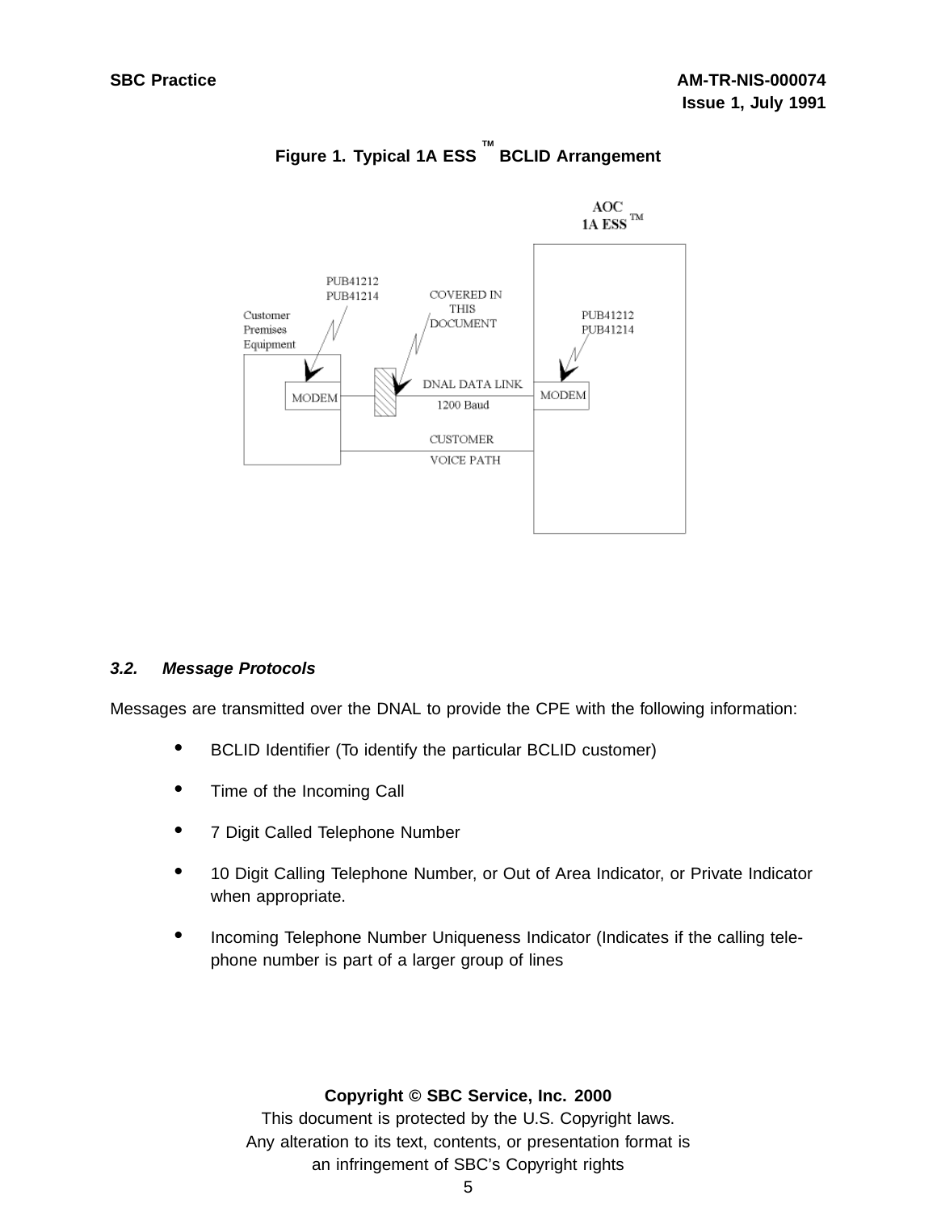**Figure 1. Typical 1A ESS ™ BCLID Arrangement**

### 3.2. *Message Protocols*

Messages are transmitted over the DNAL to provide the CPE with the following information:

- BCLID Identifier (To identify the particular BCLID customer)
- Time of the Incoming Call
- 7 Digit Called Telephone Number
- 10 Digit Calling Telephone Number, or Out of Area Indicator, or Private Indicator when appropriate.
- Incoming Telephone Number Uniqueness Indicator (Indicates if the calling telephone number is part of a larger group of lines

**Copyright © SBC Service, Inc. 2000**
This document is protected by the U.S. Copyright laws.
Any alteration to its text, contents, or presentation format is
an infringement of SBC's Copyright rights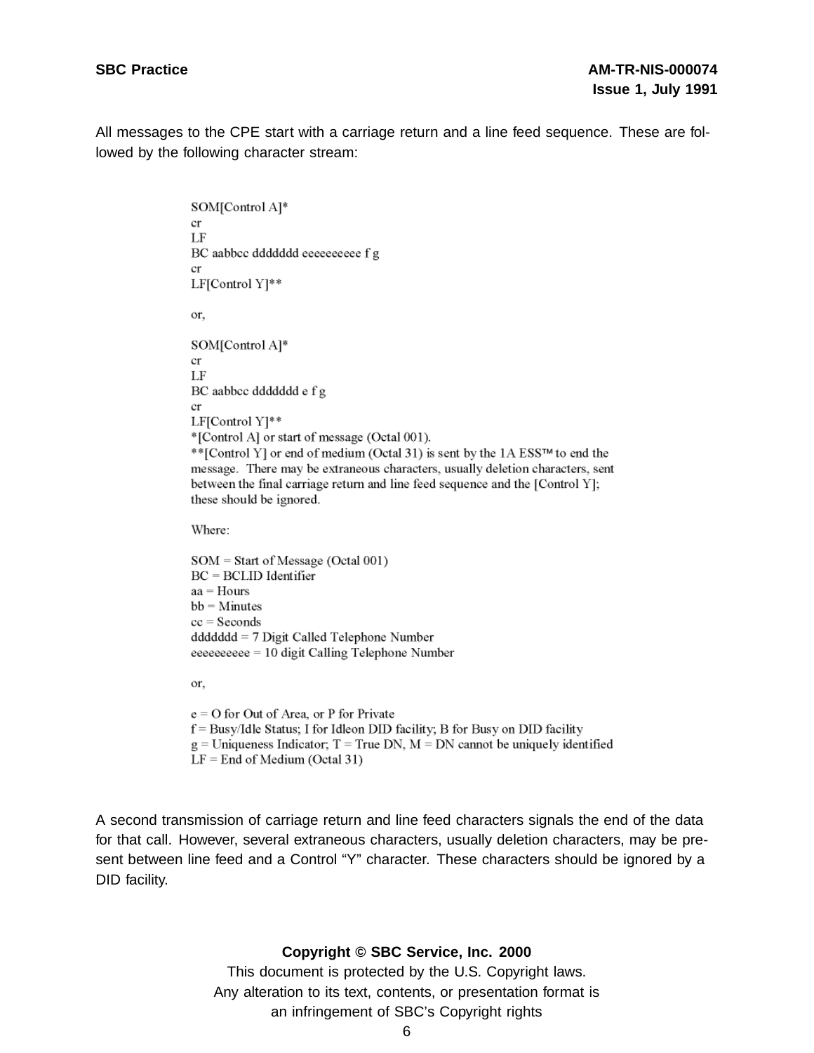All messages to the CPE start with a carriage return and a line feed sequence. These are followed by the following character stream:

SOM[Control A]*
cr
LF
BC aabbcc ddddddd eeeeeeeeee f g
cr
LF[Control Y]**

or,

SOM[Control A]*
cr
LF
BC aabbcc ddddddd e f g
cr
LF[Control Y]**
*[Control A] or start of message (Octal 001).
**[Control Y] or end of medium (Octal 31) is sent by the 1A ESS™ to end the message. There may be extraneous characters, usually deletion characters, sent between the final carriage return and line feed sequence and the [Control Y]; these should be ignored.

Where:

SOM = Start of Message (Octal 001)
BC = BCLID Identifier
aa = Hours
bb = Minutes
cc = Seconds
ddddddd = 7 Digit Called Telephone Number
eeeeeeeeee = 10 digit Calling Telephone Number

or,

e = O for Out of Area, or P for Private
f = Busy/Idle Status; I for Idleon DID facility; B for Busy on DID facility
g = Uniqueness Indicator; T = True DN, M = DN cannot be uniquely identified
LF = End of Medium (Octal 31)

A second transmission of carriage return and line feed characters signals the end of the data for that call. However, several extraneous characters, usually deletion characters, may be present between line feed and a Control "Y" character. These characters should be ignored by a DID facility.

**Copyright © SBC Service, Inc. 2000**
This document is protected by the U.S. Copyright laws.
Any alteration to its text, contents, or presentation format is an infringement of SBC's Copyright rights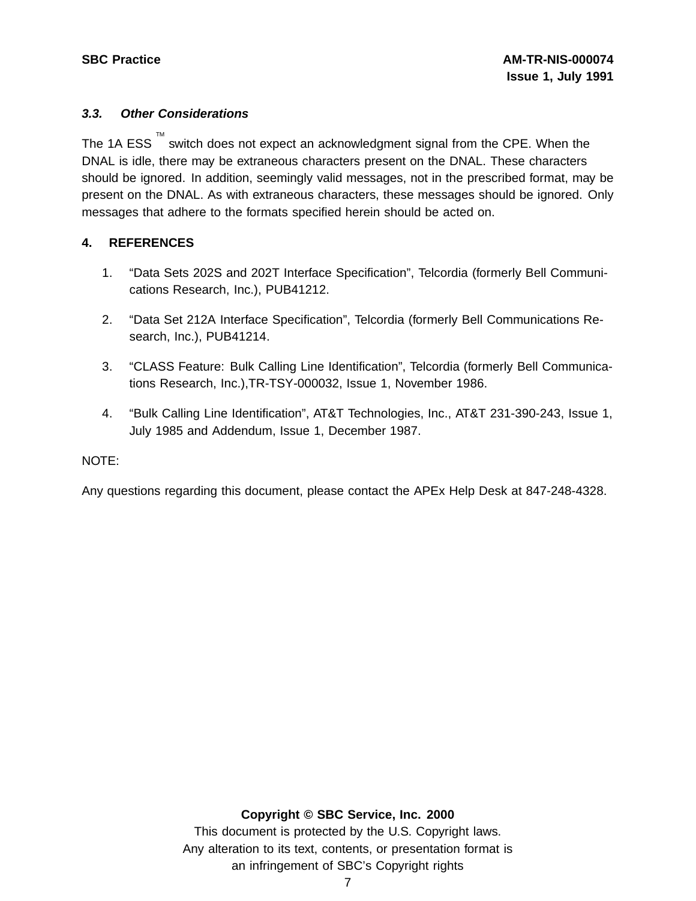### *3.3. Other Considerations*

The 1A ESS ™ switch does not expect an acknowledgment signal from the CPE. When the DNAL is idle, there may be extraneous characters present on the DNAL. These characters should be ignored. In addition, seemingly valid messages, not in the prescribed format, may be present on the DNAL. As with extraneous characters, these messages should be ignored. Only messages that adhere to the formats specified herein should be acted on.

## 4. REFERENCES

1. "Data Sets 202S and 202T Interface Specification", Telcordia (formerly Bell Communications Research, Inc.), PUB41212.

2. "Data Set 212A Interface Specification", Telcordia (formerly Bell Communications Research, Inc.), PUB41214.

3. "CLASS Feature: Bulk Calling Line Identification", Telcordia (formerly Bell Communications Research, Inc.),TR-TSY-000032, Issue 1, November 1986.

4. "Bulk Calling Line Identification", AT&T Technologies, Inc., AT&T 231-390-243, Issue 1, July 1985 and Addendum, Issue 1, December 1987.

NOTE:

Any questions regarding this document, please contact the APEx Help Desk at 847-248-4328.

**Copyright © SBC Service, Inc. 2000**

This document is protected by the U.S. Copyright laws.
Any alteration to its text, contents, or presentation format is
an infringement of SBC's Copyright rights